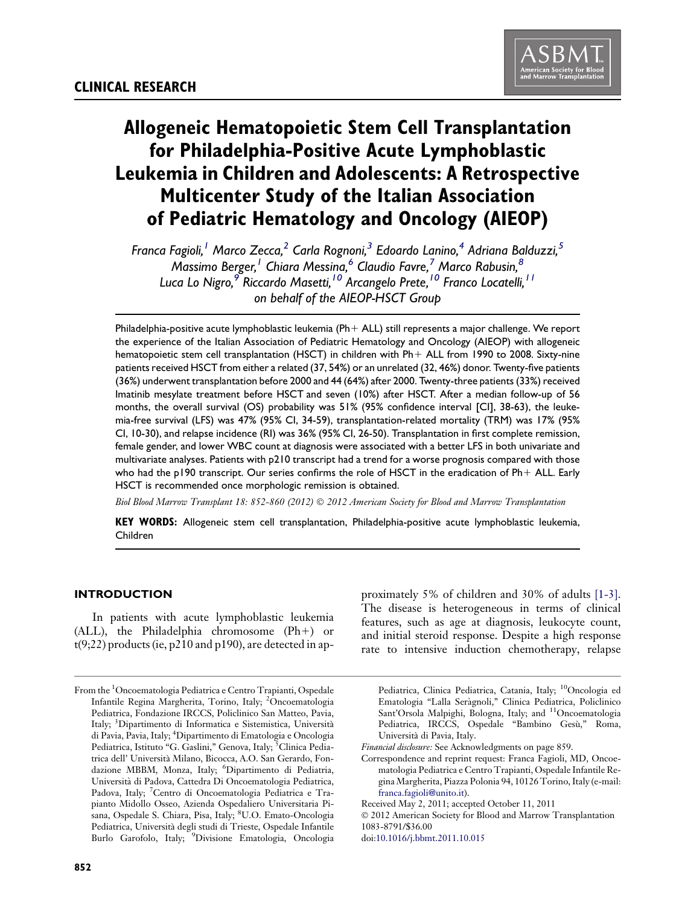CLINICAL RESEARCH

# Allogeneic Hematopoietic Stem Cell Transplantation for Philadelphia-Positive Acute Lymphoblastic Leukemia in Children and Adolescents: A Retrospective Multicenter Study of the Italian Association of Pediatric Hematology and Oncology (AIEOP)

*Franca Fagioli,[1] Marco Zecca,[2] Carla Rognoni,[3] Edoardo Lanino,[4] Adriana Balduzzi,[5] Massimo Berger,[1] Chiara Messina,[6] Claudio Favre,[7] Marco Rabusin,[8] Luca Lo Nigro,[9] Riccardo Masetti,[10] Arcangelo Prete,[10] Franco Locatelli,[11] on behalf of the AIEOP-HSCT Group*

Philadelphia-positive acute lymphoblastic leukemia (Ph+ ALL) still represents a major challenge. We report the experience of the Italian Association of Pediatric Hematology and Oncology (AIEOP) with allogeneic hematopoietic stem cell transplantation (HSCT) in children with Ph+ ALL from 1990 to 2008. Sixty-nine patients received HSCT from either a related (37, 54%) or an unrelated (32, 46%) donor. Twenty-five patients (36%) underwent transplantation before 2000 and 44 (64%) after 2000. Twenty-three patients (33%) received Imatinib mesylate treatment before HSCT and seven (10%) after HSCT. After a median follow-up of 56 months, the overall survival (OS) probability was 51% (95% confidence interval [CI], 38-63), the leukemia-free survival (LFS) was 47% (95% CI, 34-59), transplantation-related mortality (TRM) was 17% (95% CI, 10-30), and relapse incidence (RI) was 36% (95% CI, 26-50). Transplantation in first complete remission, female gender, and lower WBC count at diagnosis were associated with a better LFS in both univariate and multivariate analyses. Patients with p210 transcript had a trend for a worse prognosis compared with those who had the p190 transcript. Our series confirms the role of HSCT in the eradication of Ph+ ALL. Early HSCT is recommended once morphologic remission is obtained.

*Biol Blood Marrow Transplant 18: 852-860 (2012) © 2012 American Society for Blood and Marrow Transplantation*

**KEY WORDS:** Allogeneic stem cell transplantation, Philadelphia-positive acute lymphoblastic leukemia, Children

## INTRODUCTION

In patients with acute lymphoblastic leukemia (ALL), the Philadelphia chromosome (Ph+) or t(9;22) products (ie, p210 and p190), are detected in approximately 5% of children and 30% of adults [1-3]. The disease is heterogeneous in terms of clinical features, such as age at diagnosis, leukocyte count, and initial steroid response. Despite a high response rate to intensive induction chemotherapy, relapse

From the [1]Oncoematologia Pediatrica e Centro Trapianti, Ospedale Infantile Regina Margherita, Torino, Italy; [2]Oncoematologia Pediatrica, Fondazione IRCCS, Policlinico San Matteo, Pavia, Italy; [3]Dipartimento di Informatica e Sistemistica, Università di Pavia, Pavia, Italy; [4]Dipartimento di Ematologia e Oncologia Pediatrica, Istituto "G. Gaslini," Genova, Italy; [5]Clinica Pediatrica dell' Università Milano, Bicocca, A.O. San Gerardo, Fondazione MBBM, Monza, Italy; [6]Dipartimento di Pediatria, Università di Padova, Cattedra Di Oncoematologia Pediatrica, Padova, Italy; [7]Centro di Oncoematologia Pediatrica e Trapianto Midollo Osseo, Azienda Ospedaliero Universitaria Pisana, Ospedale S. Chiara, Pisa, Italy; [8]U.O. Emato-Oncologia Pediatrica, Università degli studi di Trieste, Ospedale Infantile Burlo Garofolo, Italy; [9]Divisione Ematologia, Oncologia Pediatrica, Clinica Pediatrica, Catania, Italy; [10]Oncologia ed Ematologia "Lalla Seràgnoli," Clinica Pediatrica, Policlinico Sant'Orsola Malpighi, Bologna, Italy; and [11]Oncoematologia Pediatrica, IRCCS, Ospedale "Bambino Gesù," Roma, Università di Pavia, Italy.

*Financial disclosure:* See Acknowledgments on page 859.

Correspondence and reprint request: Franca Fagioli, MD, Oncoematologia Pediatrica e Centro Trapianti, Ospedale Infantile Regina Margherita, Piazza Polonia 94, 10126 Torino, Italy (e-mail: franca.fagioli@unito.it).

Received May 2, 2011; accepted October 11, 2011

© 2012 American Society for Blood and Marrow Transplantation
1083-8791/$36.00
doi:10.1016/j.bbmt.2011.10.015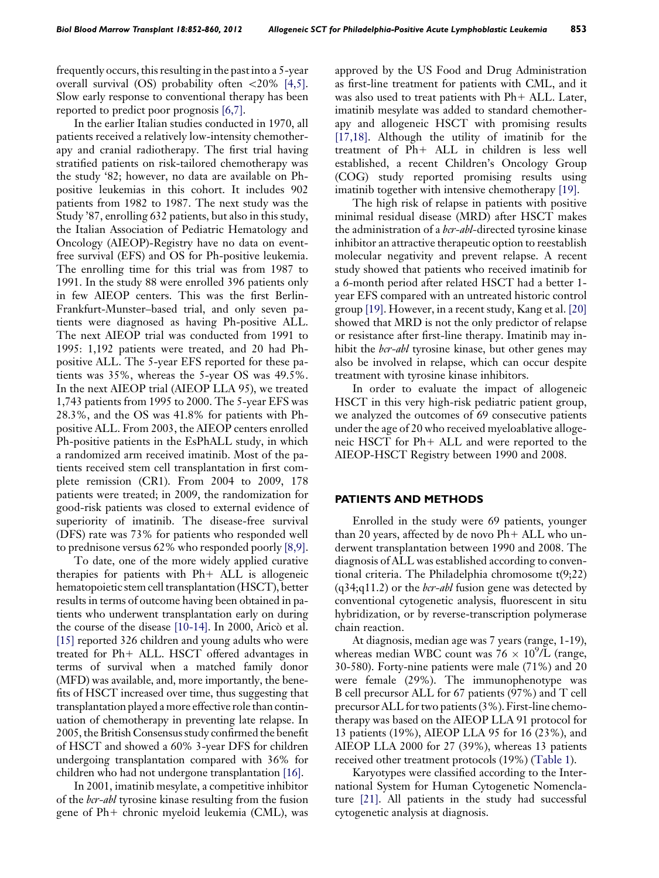frequently occurs, this resulting in the past into a 5-year overall survival (OS) probability often <20% [4,5]. Slow early response to conventional therapy has been reported to predict poor prognosis [6,7].

In the earlier Italian studies conducted in 1970, all patients received a relatively low-intensity chemotherapy and cranial radiotherapy. The first trial having stratified patients on risk-tailored chemotherapy was the study '82; however, no data are available on Ph-positive leukemias in this cohort. It includes 902 patients from 1982 to 1987. The next study was the Study '87, enrolling 632 patients, but also in this study, the Italian Association of Pediatric Hematology and Oncology (AIEOP)-Registry have no data on event-free survival (EFS) and OS for Ph-positive leukemia. The enrolling time for this trial was from 1987 to 1991. In the study 88 were enrolled 396 patients only in few AIEOP centers. This was the first Berlin-Frankfurt-Munster–based trial, and only seven patients were diagnosed as having Ph-positive ALL. The next AIEOP trial was conducted from 1991 to 1995: 1,192 patients were treated, and 20 had Ph-positive ALL. The 5-year EFS reported for these patients was 35%, whereas the 5-year OS was 49.5%. In the next AIEOP trial (AIEOP LLA 95), we treated 1,743 patients from 1995 to 2000. The 5-year EFS was 28.3%, and the OS was 41.8% for patients with Ph-positive ALL. From 2003, the AIEOP centers enrolled Ph-positive patients in the EsPhALL study, in which a randomized arm received imatinib. Most of the patients received stem cell transplantation in first complete remission (CR1). From 2004 to 2009, 178 patients were treated; in 2009, the randomization for good-risk patients was closed to external evidence of superiority of imatinib. The disease-free survival (DFS) rate was 73% for patients who responded well to prednisone versus 62% who responded poorly [8,9].

To date, one of the more widely applied curative therapies for patients with Ph+ ALL is allogeneic hematopoietic stem cell transplantation (HSCT), better results in terms of outcome having been obtained in patients who underwent transplantation early on during the course of the disease [10-14]. In 2000, Aricò et al. [15] reported 326 children and young adults who were treated for Ph+ ALL. HSCT offered advantages in terms of survival when a matched family donor (MFD) was available, and, more importantly, the benefits of HSCT increased over time, thus suggesting that transplantation played a more effective role than continuation of chemotherapy in preventing late relapse. In 2005, the British Consensus study confirmed the benefit of HSCT and showed a 60% 3-year DFS for children undergoing transplantation compared with 36% for children who had not undergone transplantation [16].

In 2001, imatinib mesylate, a competitive inhibitor of the *bcr-abl* tyrosine kinase resulting from the fusion gene of Ph+ chronic myeloid leukemia (CML), was approved by the US Food and Drug Administration as first-line treatment for patients with CML, and it was also used to treat patients with Ph+ ALL. Later, imatinib mesylate was added to standard chemotherapy and allogeneic HSCT with promising results [17,18]. Although the utility of imatinib for the treatment of Ph+ ALL in children is less well established, a recent Children's Oncology Group (COG) study reported promising results using imatinib together with intensive chemotherapy [19].

The high risk of relapse in patients with positive minimal residual disease (MRD) after HSCT makes the administration of a *bcr-abl*-directed tyrosine kinase inhibitor an attractive therapeutic option to reestablish molecular negativity and prevent relapse. A recent study showed that patients who received imatinib for a 6-month period after related HSCT had a better 1-year EFS compared with an untreated historic control group [19]. However, in a recent study, Kang et al. [20] showed that MRD is not the only predictor of relapse or resistance after first-line therapy. Imatinib may inhibit the *bcr-abl* tyrosine kinase, but other genes may also be involved in relapse, which can occur despite treatment with tyrosine kinase inhibitors.

In order to evaluate the impact of allogeneic HSCT in this very high-risk pediatric patient group, we analyzed the outcomes of 69 consecutive patients under the age of 20 who received myeloablative allogeneic HSCT for Ph+ ALL and were reported to the AIEOP-HSCT Registry between 1990 and 2008.

## PATIENTS AND METHODS

Enrolled in the study were 69 patients, younger than 20 years, affected by de novo Ph+ ALL who underwent transplantation between 1990 and 2008. The diagnosis of ALL was established according to conventional criteria. The Philadelphia chromosome t(9;22)(q34;q11.2) or the *bcr-abl* fusion gene was detected by conventional cytogenetic analysis, fluorescent in situ hybridization, or by reverse-transcription polymerase chain reaction.

At diagnosis, median age was 7 years (range, 1-19), whereas median WBC count was $76 \times 10^9$/L (range, 30-580). Forty-nine patients were male (71%) and 20 were female (29%). The immunophenotype was B cell precursor ALL for 67 patients (97%) and T cell precursor ALL for two patients (3%). First-line chemotherapy was based on the AIEOP LLA 91 protocol for 13 patients (19%), AIEOP LLA 95 for 16 (23%), and AIEOP LLA 2000 for 27 (39%), whereas 13 patients received other treatment protocols (19%) (Table 1).

Karyotypes were classified according to the International System for Human Cytogenetic Nomenclature [21]. All patients in the study had successful cytogenetic analysis at diagnosis.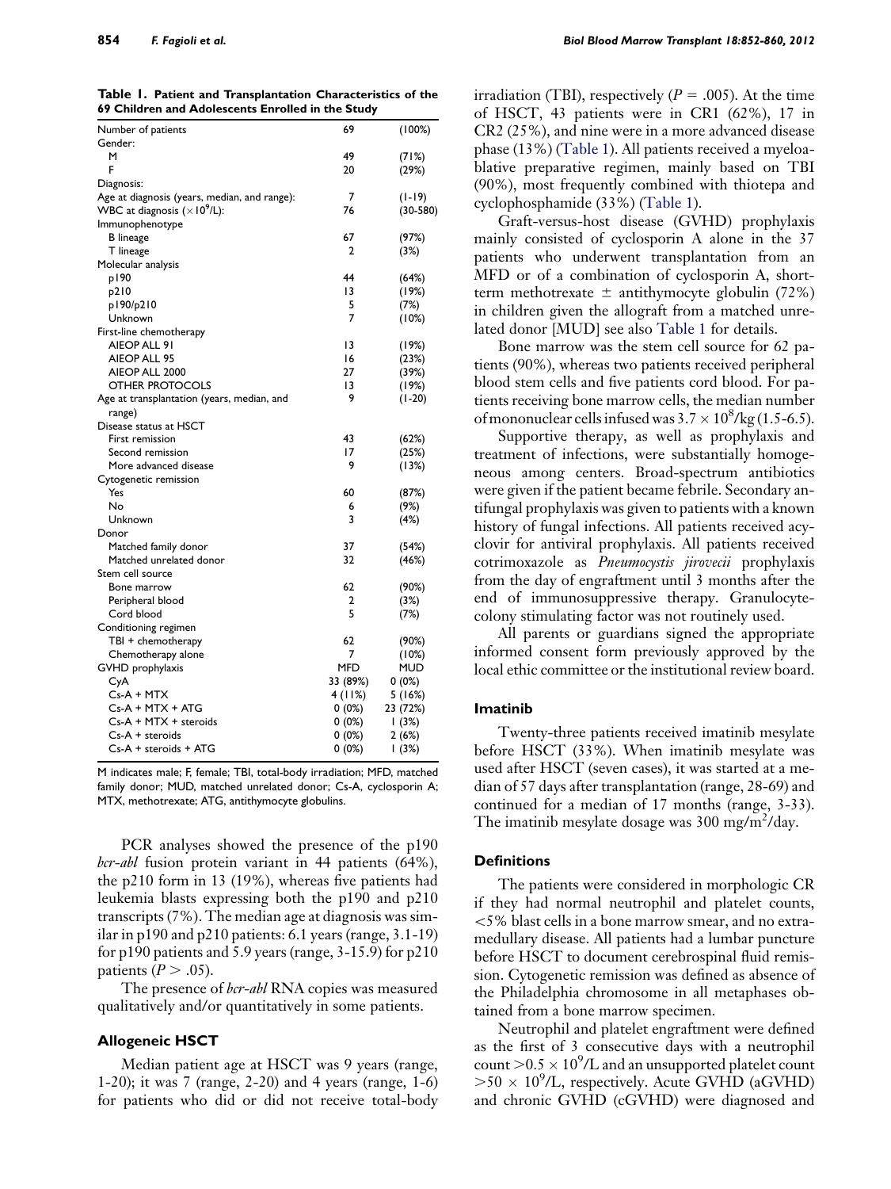**Table 1. Patient and Transplantation Characteristics of the 69 Children and Adolescents Enrolled in the Study**

| | | |
|---|---|---|
| Number of patients | 69 | (100%) |
| Gender: | | |
| M | 49 | (71%) |
| F | 20 | (29%) |
| Diagnosis: | | |
| Age at diagnosis (years, median, and range): | 7 | (1-19) |
| WBC at diagnosis ($\times 10^9$/L): | 76 | (30-580) |
| Immunophenotype | | |
| B lineage | 67 | (97%) |
| T lineage | 2 | (3%) |
| Molecular analysis | | |
| p190 | 44 | (64%) |
| p210 | 13 | (19%) |
| p190/p210 | 5 | (7%) |
| Unknown | 7 | (10%) |
| First-line chemotherapy | | |
| AIEOP ALL 91 | 13 | (19%) |
| AIEOP ALL 95 | 16 | (23%) |
| AIEOP ALL 2000 | 27 | (39%) |
| OTHER PROTOCOLS | 13 | (19%) |
| Age at transplantation (years, median, and range) | 9 | (1-20) |
| Disease status at HSCT | | |
| First remission | 43 | (62%) |
| Second remission | 17 | (25%) |
| More advanced disease | 9 | (13%) |
| Cytogenetic remission | | |
| Yes | 60 | (87%) |
| No | 6 | (9%) |
| Unknown | 3 | (4%) |
| Donor | | |
| Matched family donor | 37 | (54%) |
| Matched unrelated donor | 32 | (46%) |
| Stem cell source | | |
| Bone marrow | 62 | (90%) |
| Peripheral blood | 2 | (3%) |
| Cord blood | 5 | (7%) |
| Conditioning regimen | | |
| TBI + chemotherapy | 62 | (90%) |
| Chemotherapy alone | 7 | (10%) |
| GVHD prophylaxis | MFD | MUD |
| CyA | 33 (89%) | 0 (0%) |
| Cs-A + MTX | 4 (11%) | 5 (16%) |
| Cs-A + MTX + ATG | 0 (0%) | 23 (72%) |
| Cs-A + MTX + steroids | 0 (0%) | 1 (3%) |
| Cs-A + steroids | 0 (0%) | 2 (6%) |
| Cs-A + steroids + ATG | 0 (0%) | 1 (3%) |

M indicates male; F, female; TBI, total-body irradiation; MFD, matched family donor; MUD, matched unrelated donor; Cs-A, cyclosporin A; MTX, methotrexate; ATG, antithymocyte globulins.

PCR analyses showed the presence of the p190 *bcr-abl* fusion protein variant in 44 patients (64%), the p210 form in 13 (19%), whereas five patients had leukemia blasts expressing both the p190 and p210 transcripts (7%). The median age at diagnosis was similar in p190 and p210 patients: 6.1 years (range, 3.1-19) for p190 patients and 5.9 years (range, 3-15.9) for p210 patients ($P > .05$).

The presence of *bcr-abl* RNA copies was measured qualitatively and/or quantitatively in some patients.

### Allogeneic HSCT

Median patient age at HSCT was 9 years (range, 1-20); it was 7 (range, 2-20) and 4 years (range, 1-6) for patients who did or did not receive total-body irradiation (TBI), respectively ($P = .005$). At the time of HSCT, 43 patients were in CR1 (62%), 17 in CR2 (25%), and nine were in a more advanced disease phase (13%) (Table 1). All patients received a myeloablative preparative regimen, mainly based on TBI (90%), most frequently combined with thiotepa and cyclophosphamide (33%) (Table 1).

Graft-versus-host disease (GVHD) prophylaxis mainly consisted of cyclosporin A alone in the 37 patients who underwent transplantation from an MFD or of a combination of cyclosporin A, short-term methotrexate ± antithymocyte globulin (72%) in children given the allograft from a matched unrelated donor [MUD] see also Table 1 for details.

Bone marrow was the stem cell source for 62 patients (90%), whereas two patients received peripheral blood stem cells and five patients cord blood. For patients receiving bone marrow cells, the median number of mononuclear cells infused was $3.7 \times 10^8$/kg (1.5-6.5).

Supportive therapy, as well as prophylaxis and treatment of infections, were substantially homogeneous among centers. Broad-spectrum antibiotics were given if the patient became febrile. Secondary antifungal prophylaxis was given to patients with a known history of fungal infections. All patients received acyclovir for antiviral prophylaxis. All patients received cotrimoxazole as *Pneumocystis jirovecii* prophylaxis from the day of engraftment until 3 months after the end of immunosuppressive therapy. Granulocyte-colony stimulating factor was not routinely used.

All parents or guardians signed the appropriate informed consent form previously approved by the local ethic committee or the institutional review board.

### Imatinib

Twenty-three patients received imatinib mesylate before HSCT (33%). When imatinib mesylate was used after HSCT (seven cases), it was started at a median of 57 days after transplantation (range, 28-69) and continued for a median of 17 months (range, 3-33). The imatinib mesylate dosage was 300 mg/m$^2$/day.

### Definitions

The patients were considered in morphologic CR if they had normal neutrophil and platelet counts, <5% blast cells in a bone marrow smear, and no extramedullary disease. All patients had a lumbar puncture before HSCT to document cerebrospinal fluid remission. Cytogenetic remission was defined as absence of the Philadelphia chromosome in all metaphases obtained from a bone marrow specimen.

Neutrophil and platelet engraftment were defined as the first of 3 consecutive days with a neutrophil count $>0.5 \times 10^9$/L and an unsupported platelet count $>50 \times 10^9$/L, respectively. Acute GVHD (aGVHD) and chronic GVHD (cGVHD) were diagnosed and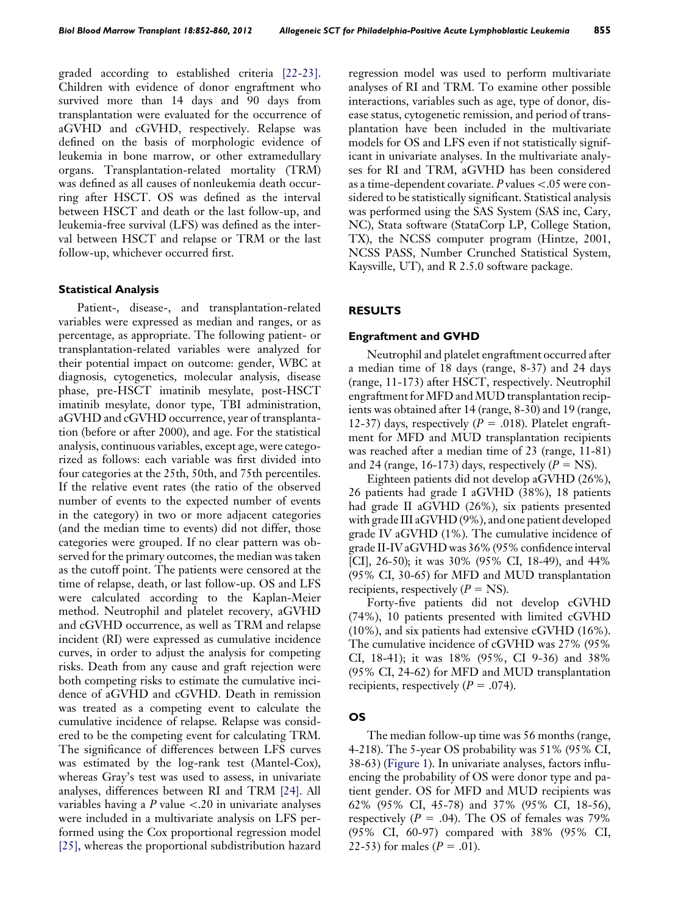graded according to established criteria [22-23]. Children with evidence of donor engraftment who survived more than 14 days and 90 days from transplantation were evaluated for the occurrence of aGVHD and cGVHD, respectively. Relapse was defined on the basis of morphologic evidence of leukemia in bone marrow, or other extramedullary organs. Transplantation-related mortality (TRM) was defined as all causes of nonleukemia death occurring after HSCT. OS was defined as the interval between HSCT and death or the last follow-up, and leukemia-free survival (LFS) was defined as the interval between HSCT and relapse or TRM or the last follow-up, whichever occurred first.

### Statistical Analysis

Patient-, disease-, and transplantation-related variables were expressed as median and ranges, or as percentage, as appropriate. The following patient- or transplantation-related variables were analyzed for their potential impact on outcome: gender, WBC at diagnosis, cytogenetics, molecular analysis, disease phase, pre-HSCT imatinib mesylate, post-HSCT imatinib mesylate, donor type, TBI administration, aGVHD and cGVHD occurrence, year of transplantation (before or after 2000), and age. For the statistical analysis, continuous variables, except age, were categorized as follows: each variable was first divided into four categories at the 25th, 50th, and 75th percentiles. If the relative event rates (the ratio of the observed number of events to the expected number of events in the category) in two or more adjacent categories (and the median time to events) did not differ, those categories were grouped. If no clear pattern was observed for the primary outcomes, the median was taken as the cutoff point. The patients were censored at the time of relapse, death, or last follow-up. OS and LFS were calculated according to the Kaplan-Meier method. Neutrophil and platelet recovery, aGVHD and cGVHD occurrence, as well as TRM and relapse incident (RI) were expressed as cumulative incidence curves, in order to adjust the analysis for competing risks. Death from any cause and graft rejection were both competing risks to estimate the cumulative incidence of aGVHD and cGVHD. Death in remission was treated as a competing event to calculate the cumulative incidence of relapse. Relapse was considered to be the competing event for calculating TRM. The significance of differences between LFS curves was estimated by the log-rank test (Mantel-Cox), whereas Gray's test was used to assess, in univariate analyses, differences between RI and TRM [24]. All variables having a *P* value $<.20$ in univariate analyses were included in a multivariate analysis on LFS performed using the Cox proportional regression model [25], whereas the proportional subdistribution hazard regression model was used to perform multivariate analyses of RI and TRM. To examine other possible interactions, variables such as age, type of donor, disease status, cytogenetic remission, and period of transplantation have been included in the multivariate models for OS and LFS even if not statistically significant in univariate analyses. In the multivariate analyses for RI and TRM, aGVHD has been considered as a time-dependent covariate. *P* values $<.05$ were considered to be statistically significant. Statistical analysis was performed using the SAS System (SAS inc, Cary, NC), Stata software (StataCorp LP, College Station, TX), the NCSS computer program (Hintze, 2001, NCSS PASS, Number Crunched Statistical System, Kaysville, UT), and R 2.5.0 software package.

## RESULTS

### Engraftment and GVHD

Neutrophil and platelet engraftment occurred after a median time of 18 days (range, 8-37) and 24 days (range, 11-173) after HSCT, respectively. Neutrophil engraftment for MFD and MUD transplantation recipients was obtained after 14 (range, 8-30) and 19 (range, 12-37) days, respectively ($P = .018$). Platelet engraftment for MFD and MUD transplantation recipients was reached after a median time of 23 (range, 11-81) and 24 (range, 16-173) days, respectively ($P =$ NS).

Eighteen patients did not develop aGVHD (26%), 26 patients had grade I aGVHD (38%), 18 patients had grade II aGVHD (26%), six patients presented with grade III aGVHD (9%), and one patient developed grade IV aGVHD (1%). The cumulative incidence of grade II-IV aGVHD was 36% (95% confidence interval [CI], 26-50); it was 30% (95% CI, 18-49), and 44% (95% CI, 30-65) for MFD and MUD transplantation recipients, respectively ($P =$ NS).

Forty-five patients did not develop cGVHD (74%), 10 patients presented with limited cGVHD (10%), and six patients had extensive cGVHD (16%). The cumulative incidence of cGVHD was 27% (95% CI, 18-41); it was 18% (95%, CI 9-36) and 38% (95% CI, 24-62) for MFD and MUD transplantation recipients, respectively ($P = .074$).

### OS

The median follow-up time was 56 months (range, 4-218). The 5-year OS probability was 51% (95% CI, 38-63) (Figure 1). In univariate analyses, factors influencing the probability of OS were donor type and patient gender. OS for MFD and MUD recipients was 62% (95% CI, 45-78) and 37% (95% CI, 18-56), respectively ($P = .04$). The OS of females was 79% (95% CI, 60-97) compared with 38% (95% CI, 22-53) for males ($P = .01$).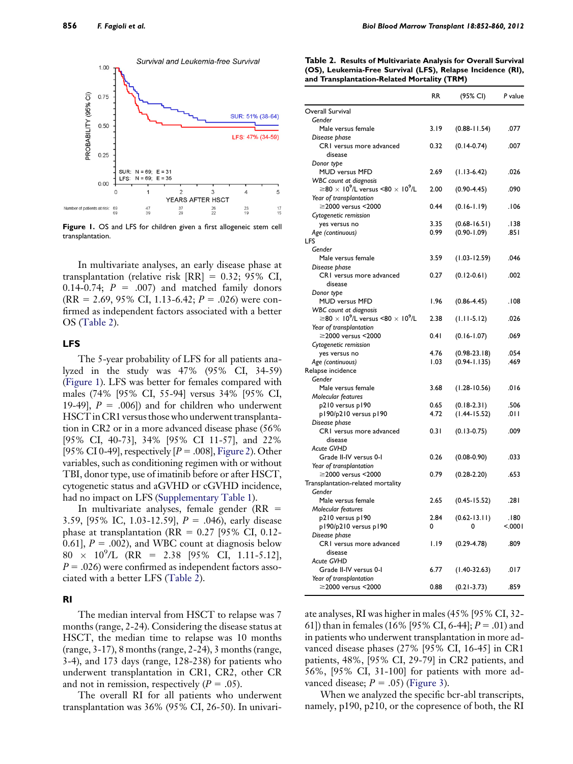Figure 1. OS and LFS for children given a first allogeneic stem cell transplantation.

In multivariate analyses, an early disease phase at transplantation (relative risk [RR] = 0.32; 95% CI, 0.14-0.74; $P$ = .007) and matched family donors (RR = 2.69, 95% CI, 1.13-6.42; $P$ = .026) were confirmed as independent factors associated with a better OS (Table 2).

## LFS

The 5-year probability of LFS for all patients analyzed in the study was 47% (95% CI, 34-59) (Figure 1). LFS was better for females compared with males (74% [95% CI, 55-94] versus 34% [95% CI, 19-49], $P$ = .006]) and for children who underwent HSCT in CR1 versus those who underwent transplantation in CR2 or in a more advanced disease phase (56% [95% CI, 40-73], 34% [95% CI 11-57], and 22% [95% CI 0-49], respectively [$P$ = .008], Figure 2). Other variables, such as conditioning regimen with or without TBI, donor type, use of imatinib before or after HSCT, cytogenetic status and aGVHD or cGVHD incidence, had no impact on LFS (Supplementary Table 1).

In multivariate analyses, female gender (RR = 3.59, [95% IC, 1.03-12.59], $P$ = .046), early disease phase at transplantation (RR = 0.27 [95% CI, 0.12-0.61], $P$ = .002), and WBC count at diagnosis below $80 \times 10^9/L$ (RR = 2.38 [95% CI, 1.11-5.12], $P$ = .026) were confirmed as independent factors associated with a better LFS (Table 2).

## RI

The median interval from HSCT to relapse was 7 months (range, 2-24). Considering the disease status at HSCT, the median time to relapse was 10 months (range, 3-17), 8 months (range, 2-24), 3 months (range, 3-4), and 173 days (range, 128-238) for patients who underwent transplantation in CR1, CR2, other CR and not in remission, respectively ($P$ = .05).

The overall RI for all patients who underwent transplantation was 36% (95% CI, 26-50). In univariate analyses, RI was higher in males (45% [95% CI, 32-61]) than in females (16% [95% CI, 6-44]; $P$ = .01) and in patients who underwent transplantation in more advanced disease phases (27% [95% CI, 16-45] in CR1 patients, 48%, [95% CI, 29-79] in CR2 patients, and 56%, [95% CI, 31-100] for patients with more advanced disease; $P$ = .05) (Figure 3).

When we analyzed the specific bcr-abl transcripts, namely, p190, p210, or the copresence of both, the RI

**Table 2. Results of Multivariate Analysis for Overall Survival (OS), Leukemia-Free Survival (LFS), Relapse Incidence (RI), and Transplantation-Related Mortality (TRM)**

| | RR | (95% CI) | P value |
|---|---|---|---|
| Overall Survival | | | |
| *Gender* | | | |
| Male versus female | 3.19 | (0.88-11.54) | .077 |
| *Disease phase* | | | |
| CR1 versus more advanced disease | 0.32 | (0.14-0.74) | .007 |
| *Donor type* | | | |
| MUD versus MFD | 2.69 | (1.13-6.42) | .026 |
| *WBC count at diagnosis* | | | |
| $\geq 80 \times 10^9/L$ versus $<80 \times 10^9/L$ | 2.00 | (0.90-4.45) | .090 |
| *Year of transplantation* | | | |
| ≥2000 versus <2000 | 0.44 | (0.16-1.19) | .106 |
| *Cytogenetic remission* | | | |
| yes versus no | 3.35 | (0.68-16.51) | .138 |
| *Age (continuous)* | 0.99 | (0.90-1.09) | .851 |
| LFS | | | |
| *Gender* | | | |
| Male versus female | 3.59 | (1.03-12.59) | .046 |
| *Disease phase* | | | |
| CR1 versus more advanced disease | 0.27 | (0.12-0.61) | .002 |
| *Donor type* | | | |
| MUD versus MFD | 1.96 | (0.86-4.45) | .108 |
| *WBC count at diagnosis* | | | |
| $\geq 80 \times 10^9/L$ versus $<80 \times 10^9/L$ | 2.38 | (1.11-5.12) | .026 |
| *Year of transplantation* | | | |
| ≥2000 versus <2000 | 0.41 | (0.16-1.07) | .069 |
| *Cytogenetic remission* | | | |
| yes versus no | 4.76 | (0.98-23.18) | .054 |
| *Age (continuous)* | 1.03 | (0.94-1.135) | .469 |
| Relapse incidence | | | |
| *Gender* | | | |
| Male versus female | 3.68 | (1.28-10.56) | .016 |
| *Molecular features* | | | |
| p210 versus p190 | 0.65 | (0.18-2.31) | .506 |
| p190/p210 versus p190 | 4.72 | (1.44-15.52) | .011 |
| *Disease phase* | | | |
| CR1 versus more advanced disease | 0.31 | (0.13-0.75) | .009 |
| *Acute GVHD* | | | |
| Grade II-IV versus 0-I | 0.26 | (0.08-0.90) | .033 |
| *Year of transplantation* | | | |
| ≥2000 versus <2000 | 0.79 | (0.28-2.20) | .653 |
| Transplantation-related mortality | | | |
| *Gender* | | | |
| Male versus female | 2.65 | (0.45-15.52) | .281 |
| *Molecular features* | | | |
| p210 versus p190 | 2.84 | (0.62-13.11) | .180 |
| p190/p210 versus p190 | 0 | 0 | <.0001 |
| *Disease phase* | | | |
| CR1 versus more advanced disease | 1.19 | (0.29-4.78) | .809 |
| *Acute GVHD* | | | |
| Grade II-IV versus 0-I | 6.77 | (1.40-32.63) | .017 |
| *Year of transplantation* | | | |
| ≥2000 versus <2000 | 0.88 | (0.21-3.73) | .859 |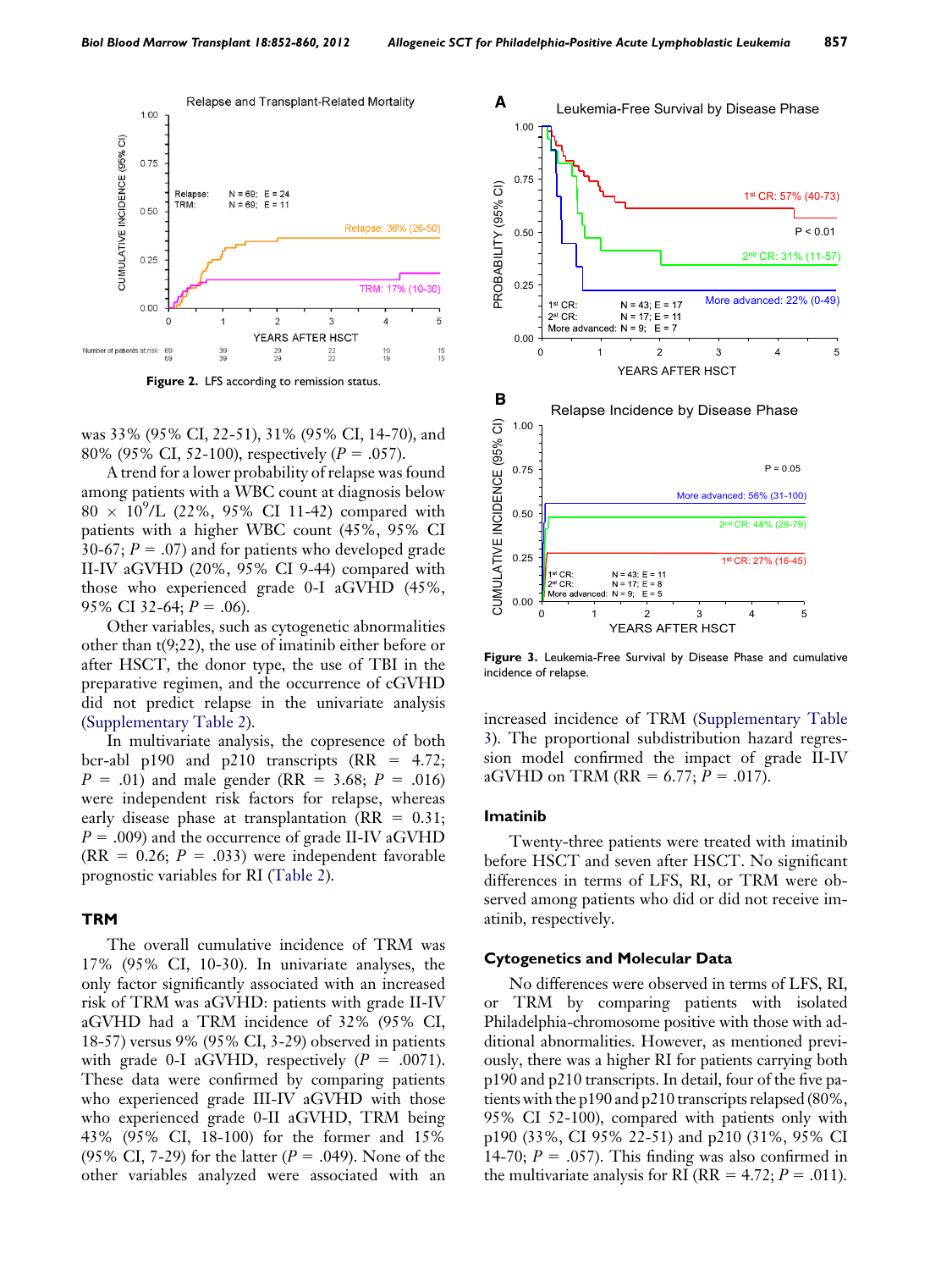**Figure 2.** LFS according to remission status.

was 33% (95% CI, 22-51), 31% (95% CI, 14-70), and 80% (95% CI, 52-100), respectively ($P = .057$).

A trend for a lower probability of relapse was found among patients with a WBC count at diagnosis below $80 \times 10^9$/L (22%, 95% CI 11-42) compared with patients with a higher WBC count (45%, 95% CI 30-67; $P = .07$) and for patients who developed grade II-IV aGVHD (20%, 95% CI 9-44) compared with those who experienced grade 0-I aGVHD (45%, 95% CI 32-64; $P = .06$).

Other variables, such as cytogenetic abnormalities other than t(9;22), the use of imatinib either before or after HSCT, the donor type, the use of TBI in the preparative regimen, and the occurrence of cGVHD did not predict relapse in the univariate analysis (Supplementary Table 2).

In multivariate analysis, the copresence of both bcr-abl p190 and p210 transcripts (RR = 4.72; $P = .01$) and male gender (RR = 3.68; $P = .016$) were independent risk factors for relapse, whereas early disease phase at transplantation (RR = 0.31; $P = .009$) and the occurrence of grade II-IV aGVHD (RR = 0.26; $P = .033$) were independent favorable prognostic variables for RI (Table 2).

### TRM

The overall cumulative incidence of TRM was 17% (95% CI, 10-30). In univariate analyses, the only factor significantly associated with an increased risk of TRM was aGVHD: patients with grade II-IV aGVHD had a TRM incidence of 32% (95% CI, 18-57) versus 9% (95% CI, 3-29) observed in patients with grade 0-I aGVHD, respectively ($P = .0071$). These data were confirmed by comparing patients who experienced grade III-IV aGVHD with those who experienced grade 0-II aGVHD, TRM being 43% (95% CI, 18-100) for the former and 15% (95% CI, 7-29) for the latter ($P = .049$). None of the other variables analyzed were associated with an increased incidence of TRM (Supplementary Table 3). The proportional subdistribution hazard regression model confirmed the impact of grade II-IV aGVHD on TRM (RR = 6.77; $P = .017$).

**Figure 3.** Leukemia-Free Survival by Disease Phase and cumulative incidence of relapse.

### Imatinib

Twenty-three patients were treated with imatinib before HSCT and seven after HSCT. No significant differences in terms of LFS, RI, or TRM were observed among patients who did or did not receive imatinib, respectively.

### Cytogenetics and Molecular Data

No differences were observed in terms of LFS, RI, or TRM by comparing patients with isolated Philadelphia-chromosome positive with those with additional abnormalities. However, as mentioned previously, there was a higher RI for patients carrying both p190 and p210 transcripts. In detail, four of the five patients with the p190 and p210 transcripts relapsed (80%, 95% CI 52-100), compared with patients only with p190 (33%, CI 95% 22-51) and p210 (31%, 95% CI 14-70; $P = .057$). This finding was also confirmed in the multivariate analysis for RI (RR = 4.72; $P = .011$).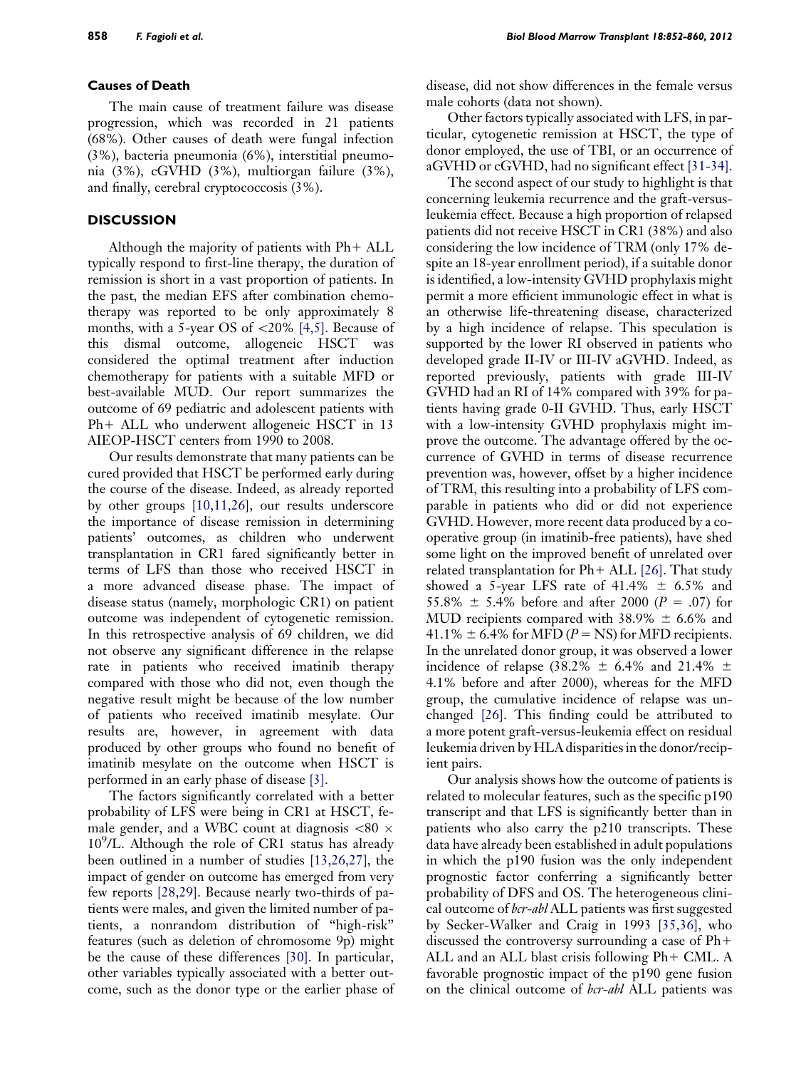### Causes of Death

The main cause of treatment failure was disease progression, which was recorded in 21 patients (68%). Other causes of death were fungal infection (3%), bacteria pneumonia (6%), interstitial pneumonia (3%), cGVHD (3%), multiorgan failure (3%), and finally, cerebral cryptococcosis (3%).

## DISCUSSION

Although the majority of patients with Ph+ ALL typically respond to first-line therapy, the duration of remission is short in a vast proportion of patients. In the past, the median EFS after combination chemotherapy was reported to be only approximately 8 months, with a 5-year OS of <20% [4,5]. Because of this dismal outcome, allogeneic HSCT was considered the optimal treatment after induction chemotherapy for patients with a suitable MFD or best-available MUD. Our report summarizes the outcome of 69 pediatric and adolescent patients with Ph+ ALL who underwent allogeneic HSCT in 13 AIEOP-HSCT centers from 1990 to 2008.

Our results demonstrate that many patients can be cured provided that HSCT be performed early during the course of the disease. Indeed, as already reported by other groups [10,11,26], our results underscore the importance of disease remission in determining patients' outcomes, as children who underwent transplantation in CR1 fared significantly better in terms of LFS than those who received HSCT in a more advanced disease phase. The impact of disease status (namely, morphologic CR1) on patient outcome was independent of cytogenetic remission. In this retrospective analysis of 69 children, we did not observe any significant difference in the relapse rate in patients who received imatinib therapy compared with those who did not, even though the negative result might be because of the low number of patients who received imatinib mesylate. Our results are, however, in agreement with data produced by other groups who found no benefit of imatinib mesylate on the outcome when HSCT is performed in an early phase of disease [3].

The factors significantly correlated with a better probability of LFS were being in CR1 at HSCT, female gender, and a WBC count at diagnosis $<80 \times 10^9$/L. Although the role of CR1 status has already been outlined in a number of studies [13,26,27], the impact of gender on outcome has emerged from very few reports [28,29]. Because nearly two-thirds of patients were males, and given the limited number of patients, a nonrandom distribution of "high-risk" features (such as deletion of chromosome 9p) might be the cause of these differences [30]. In particular, other variables typically associated with a better outcome, such as the donor type or the earlier phase of disease, did not show differences in the female versus male cohorts (data not shown).

Other factors typically associated with LFS, in particular, cytogenetic remission at HSCT, the type of donor employed, the use of TBI, or an occurrence of aGVHD or cGVHD, had no significant effect [31-34].

The second aspect of our study to highlight is that concerning leukemia recurrence and the graft-versus-leukemia effect. Because a high proportion of relapsed patients did not receive HSCT in CR1 (38%) and also considering the low incidence of TRM (only 17% despite an 18-year enrollment period), if a suitable donor is identified, a low-intensity GVHD prophylaxis might permit a more efficient immunologic effect in what is an otherwise life-threatening disease, characterized by a high incidence of relapse. This speculation is supported by the lower RI observed in patients who developed grade II-IV or III-IV aGVHD. Indeed, as reported previously, patients with grade III-IV GVHD had an RI of 14% compared with 39% for patients having grade 0-II GVHD. Thus, early HSCT with a low-intensity GVHD prophylaxis might improve the outcome. The advantage offered by the occurrence of GVHD in terms of disease recurrence prevention was, however, offset by a higher incidence of TRM, this resulting into a probability of LFS comparable in patients who did or did not experience GVHD. However, more recent data produced by a cooperative group (in imatinib-free patients), have shed some light on the improved benefit of unrelated over related transplantation for Ph+ ALL [26]. That study showed a 5-year LFS rate of 41.4% ± 6.5% and 55.8% ± 5.4% before and after 2000 ($P = .07$) for MUD recipients compared with 38.9% ± 6.6% and 41.1% ± 6.4% for MFD ($P$ = NS) for MFD recipients. In the unrelated donor group, it was observed a lower incidence of relapse (38.2% ± 6.4% and 21.4% ± 4.1% before and after 2000), whereas for the MFD group, the cumulative incidence of relapse was unchanged [26]. This finding could be attributed to a more potent graft-versus-leukemia effect on residual leukemia driven by HLA disparities in the donor/recipient pairs.

Our analysis shows how the outcome of patients is related to molecular features, such as the specific p190 transcript and that LFS is significantly better than in patients who also carry the p210 transcripts. These data have already been established in adult populations in which the p190 fusion was the only independent prognostic factor conferring a significantly better probability of DFS and OS. The heterogeneous clinical outcome of *bcr-abl* ALL patients was first suggested by Secker-Walker and Craig in 1993 [35,36], who discussed the controversy surrounding a case of Ph+ ALL and an ALL blast crisis following Ph+ CML. A favorable prognostic impact of the p190 gene fusion on the clinical outcome of *bcr-abl* ALL patients was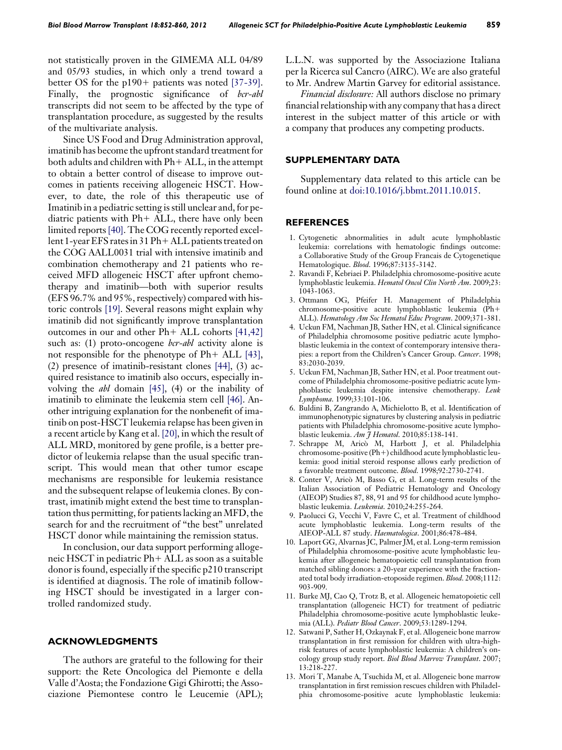not statistically proven in the GIMEMA ALL 04/89 and 05/93 studies, in which only a trend toward a better OS for the p190+ patients was noted [37-39]. Finally, the prognostic significance of *bcr-abl* transcripts did not seem to be affected by the type of transplantation procedure, as suggested by the results of the multivariate analysis.

Since US Food and Drug Administration approval, imatinib has become the upfront standard treatment for both adults and children with Ph+ ALL, in the attempt to obtain a better control of disease to improve outcomes in patients receiving allogeneic HSCT. However, to date, the role of this therapeutic use of Imatinib in a pediatric setting is still unclear and, for pediatric patients with Ph+ ALL, there have only been limited reports [40]. The COG recently reported excellent 1-year EFS rates in 31 Ph+ ALL patients treated on the COG AALL0031 trial with intensive imatinib and combination chemotherapy and 21 patients who received MFD allogeneic HSCT after upfront chemotherapy and imatinib—both with superior results (EFS 96.7% and 95%, respectively) compared with historic controls [19]. Several reasons might explain why imatinib did not significantly improve transplantation outcomes in our and other Ph+ ALL cohorts [41,42] such as: (1) proto-oncogene *bcr-abl* activity alone is not responsible for the phenotype of Ph+ ALL [43], (2) presence of imatinib-resistant clones [44], (3) acquired resistance to imatinib also occurs, especially involving the *abl* domain [45], (4) or the inability of imatinib to eliminate the leukemia stem cell [46]. Another intriguing explanation for the nonbenefit of imatinib on post-HSCT leukemia relapse has been given in a recent article by Kang et al. [20], in which the result of ALL MRD, monitored by gene profile, is a better predictor of leukemia relapse than the usual specific transcript. This would mean that other tumor escape mechanisms are responsible for leukemia resistance and the subsequent relapse of leukemia clones. By contrast, imatinib might extend the best time to transplantation thus permitting, for patients lacking an MFD, the search for and the recruitment of "the best" unrelated HSCT donor while maintaining the remission status.

In conclusion, our data support performing allogeneic HSCT in pediatric Ph+ ALL as soon as a suitable donor is found, especially if the specific p210 transcript is identified at diagnosis. The role of imatinib following HSCT should be investigated in a larger controlled randomized study.

## ACKNOWLEDGMENTS

The authors are grateful to the following for their support: the Rete Oncologica del Piemonte e della Valle d'Aosta; the Fondazione Gigi Ghirotti; the Associazione Piemontese contro le Leucemie (APL); L.L.N. was supported by the Associazione Italiana per la Ricerca sul Cancro (AIRC). We are also grateful to Mr. Andrew Martin Garvey for editorial assistance.

*Financial disclosure:* All authors disclose no primary financial relationship with any company that has a direct interest in the subject matter of this article or with a company that produces any competing products.

## SUPPLEMENTARY DATA

Supplementary data related to this article can be found online at doi:10.1016/j.bbmt.2011.10.015.

## REFERENCES

1. Cytogenetic abnormalities in adult acute lymphoblastic leukemia: correlations with hematologic findings outcome: a Collaborative Study of the Group Francais de Cytogenetique Hematologique. *Blood*. 1996;87:3135-3142.
2. Ravandi F, Kebriaei P. Philadelphia chromosome-positive acute lymphoblastic leukemia. *Hematol Oncol Clin North Am*. 2009;23: 1043-1063.
3. Ottmann OG, Pfeifer H. Management of Philadelphia chromosome-positive acute lymphoblastic leukemia (Ph+ ALL). *Hematology Am Soc Hematol Educ Program*. 2009;371-381.
4. Uckun FM, Nachman JB, Sather HN, et al. Clinical significance of Philadelphia chromosome positive pediatric acute lymphoblastic leukemia in the context of contemporary intensive therapies: a report from the Children's Cancer Group. *Cancer*. 1998; 83:2030-2039.
5. Uckun FM, Nachman JB, Sather HN, et al. Poor treatment outcome of Philadelphia chromosome-positive pediatric acute lymphoblastic leukemia despite intensive chemotherapy. *Leuk Lymphoma*. 1999;33:101-106.
6. Buldini B, Zangrando A, Michielotto B, et al. Identification of immunophenotypic signatures by clustering analysis in pediatric patients with Philadelphia chromosome-positive acute lymphoblastic leukemia. *Am J Hematol*. 2010;85:138-141.
7. Schrappe M, Aricò M, Harbott J, et al. Philadelphia chromosome-positive (Ph+) childhood acute lymphoblastic leukemia: good initial steroid response allows early prediction of a favorable treatment outcome. *Blood*. 1998;92:2730-2741.
8. Conter V, Aricò M, Basso G, et al. Long-term results of the Italian Association of Pediatric Hematology and Oncology (AIEOP) Studies 87, 88, 91 and 95 for childhood acute lymphoblastic leukemia. *Leukemia*. 2010;24:255-264.
9. Paolucci G, Vecchi V, Favre C, et al. Treatment of childhood acute lymphoblastic leukemia. Long-term results of the AIEOP-ALL 87 study. *Haematologica*. 2001;86:478-484.
10. Laport GG, Alvarnas JC, Palmer JM, et al. Long-term remission of Philadelphia chromosome-positive acute lymphoblastic leukemia after allogeneic hematopoietic cell transplantation from matched sibling donors: a 20-year experience with the fractionated total body irradiation-etoposide regimen. *Blood*. 2008;1112: 903-909.
11. Burke MJ, Cao Q, Trotz B, et al. Allogeneic hematopoietic cell transplantation (allogeneic HCT) for treatment of pediatric Philadelphia chromosome-positive acute lymphoblastic leukemia (ALL). *Pediatr Blood Cancer*. 2009;53:1289-1294.
12. Satwani P, Sather H, Ozkaynak F, et al. Allogeneic bone marrow transplantation in first remission for children with ultra-high-risk features of acute lymphoblastic leukemia: A children's oncology group study report. *Biol Blood Marrow Transplant*. 2007; 13:218-227.
13. Mori T, Manabe A, Tsuchida M, et al. Allogeneic bone marrow transplantation in first remission rescues children with Philadelphia chromosome-positive acute lymphoblastic leukemia: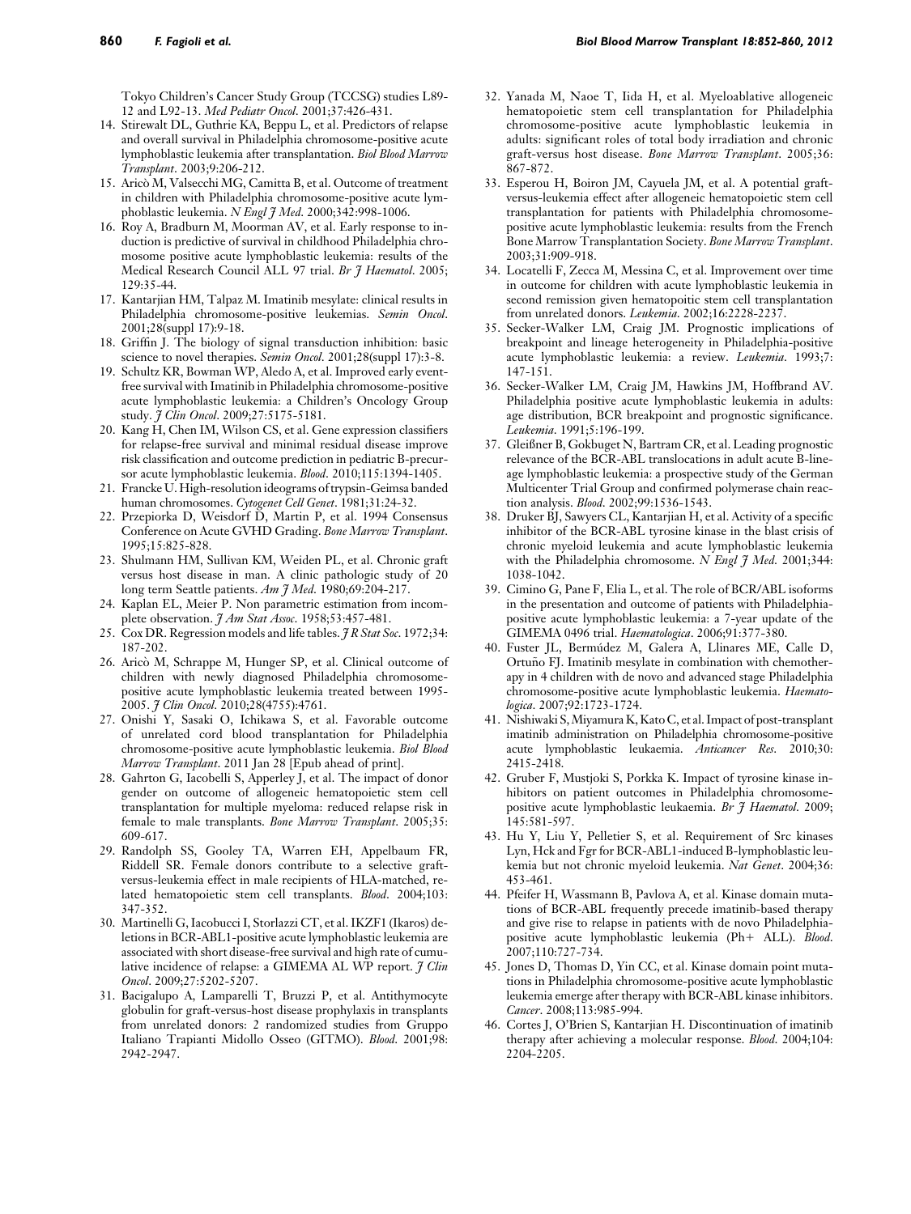Tokyo Children's Cancer Study Group (TCCSG) studies L89-12 and L92-13. *Med Pediatr Oncol*. 2001;37:426-431.

14. Stirewalt DL, Guthrie KA, Beppu L, et al. Predictors of relapse and overall survival in Philadelphia chromosome-positive acute lymphoblastic leukemia after transplantation. *Biol Blood Marrow Transplant*. 2003;9:206-212.
15. Aricò M, Valsecchi MG, Camitta B, et al. Outcome of treatment in children with Philadelphia chromosome-positive acute lymphoblastic leukemia. *N Engl J Med*. 2000;342:998-1006.
16. Roy A, Bradburn M, Moorman AV, et al. Early response to induction is predictive of survival in childhood Philadelphia chromosome positive acute lymphoblastic leukemia: results of the Medical Research Council ALL 97 trial. *Br J Haematol*. 2005;129:35-44.
17. Kantarjian HM, Talpaz M. Imatinib mesylate: clinical results in Philadelphia chromosome-positive leukemias. *Semin Oncol*. 2001;28(suppl 17):9-18.
18. Griffin J. The biology of signal transduction inhibition: basic science to novel therapies. *Semin Oncol*. 2001;28(suppl 17):3-8.
19. Schultz KR, Bowman WP, Aledo A, et al. Improved early event-free survival with Imatinib in Philadelphia chromosome-positive acute lymphoblastic leukemia: a Children's Oncology Group study. *J Clin Oncol*. 2009;27:5175-5181.
20. Kang H, Chen IM, Wilson CS, et al. Gene expression classifiers for relapse-free survival and minimal residual disease improve risk classification and outcome prediction in pediatric B-precursor acute lymphoblastic leukemia. *Blood*. 2010;115:1394-1405.
21. Francke U. High-resolution ideograms of trypsin-Geimsa banded human chromosomes. *Cytogenet Cell Genet*. 1981;31:24-32.
22. Przepiorka D, Weisdorf D, Martin P, et al. 1994 Consensus Conference on Acute GVHD Grading. *Bone Marrow Transplant*. 1995;15:825-828.
23. Shulmann HM, Sullivan KM, Weiden PL, et al. Chronic graft versus host disease in man. A clinic pathologic study of 20 long term Seattle patients. *Am J Med*. 1980;69:204-217.
24. Kaplan EL, Meier P. Non parametric estimation from incomplete observation. *J Am Stat Assoc*. 1958;53:457-481.
25. Cox DR. Regression models and life tables. *J R Stat Soc*. 1972;34:187-202.
26. Aricò M, Schrappe M, Hunger SP, et al. Clinical outcome of children with newly diagnosed Philadelphia chromosome-positive acute lymphoblastic leukemia treated between 1995-2005. *J Clin Oncol*. 2010;28(4755):4761.
27. Onishi Y, Sasaki O, Ichikawa S, et al. Favorable outcome of unrelated cord blood transplantation for Philadelphia chromosome-positive acute lymphoblastic leukemia. *Biol Blood Marrow Transplant*. 2011 Jan 28 [Epub ahead of print].
28. Gahrton G, Iacobelli S, Apperley J, et al. The impact of donor gender on outcome of allogeneic hematopoietic stem cell transplantation for multiple myeloma: reduced relapse risk in female to male transplants. *Bone Marrow Transplant*. 2005;35:609-617.
29. Randolph SS, Gooley TA, Warren EH, Appelbaum FR, Riddell SR. Female donors contribute to a selective graft-versus-leukemia effect in male recipients of HLA-matched, related hematopoietic stem cell transplants. *Blood*. 2004;103:347-352.
30. Martinelli G, Iacobucci I, Storlazzi CT, et al. IKZF1 (Ikaros) deletions in BCR-ABL1-positive acute lymphoblastic leukemia are associated with short disease-free survival and high rate of cumulative incidence of relapse: a GIMEMA AL WP report. *J Clin Oncol*. 2009;27:5202-5207.
31. Bacigalupo A, Lamparelli T, Bruzzi P, et al. Antithymocyte globulin for graft-versus-host disease prophylaxis in transplants from unrelated donors: 2 randomized studies from Gruppo Italiano Trapianti Midollo Osseo (GITMO). *Blood*. 2001;98:2942-2947.
32. Yanada M, Naoe T, Iida H, et al. Myeloablative allogeneic hematopoietic stem cell transplantation for Philadelphia chromosome-positive acute lymphoblastic leukemia in adults: significant roles of total body irradiation and chronic graft-versus host disease. *Bone Marrow Transplant*. 2005;36:867-872.
33. Esperou H, Boiron JM, Cayuela JM, et al. A potential graft-versus-leukemia effect after allogeneic hematopoietic stem cell transplantation for patients with Philadelphia chromosome-positive acute lymphoblastic leukemia: results from the French Bone Marrow Transplantation Society. *Bone Marrow Transplant*. 2003;31:909-918.
34. Locatelli F, Zecca M, Messina C, et al. Improvement over time in outcome for children with acute lymphoblastic leukemia in second remission given hematopoitic stem cell transplantation from unrelated donors. *Leukemia*. 2002;16:2228-2237.
35. Secker-Walker LM, Craig JM. Prognostic implications of breakpoint and lineage heterogeneity in Philadelphia-positive acute lymphoblastic leukemia: a review. *Leukemia*. 1993;7:147-151.
36. Secker-Walker LM, Craig JM, Hawkins JM, Hoffbrand AV. Philadelphia positive acute lymphoblastic leukemia in adults: age distribution, BCR breakpoint and prognostic significance. *Leukemia*. 1991;5:196-199.
37. Gleißner B, Gokbuget N, Bartram CR, et al. Leading prognostic relevance of the BCR-ABL translocations in adult acute B-lineage lymphoblastic leukemia: a prospective study of the German Multicenter Trial Group and confirmed polymerase chain reaction analysis. *Blood*. 2002;99:1536-1543.
38. Druker BJ, Sawyers CL, Kantarjian H, et al. Activity of a specific inhibitor of the BCR-ABL tyrosine kinase in the blast crisis of chronic myeloid leukemia and acute lymphoblastic leukemia with the Philadelphia chromosome. *N Engl J Med*. 2001;344:1038-1042.
39. Cimino G, Pane F, Elia L, et al. The role of BCR/ABL isoforms in the presentation and outcome of patients with Philadelphia-positive acute lymphoblastic leukemia: a 7-year update of the GIMEMA 0496 trial. *Haematologica*. 2006;91:377-380.
40. Fuster JL, Bermúdez M, Galera A, Llinares ME, Calle D, Ortuño FJ. Imatinib mesylate in combination with chemotherapy in 4 children with de novo and advanced stage Philadelphia chromosome-positive acute lymphoblastic leukemia. *Haematologica*. 2007;92:1723-1724.
41. Nishiwaki S, Miyamura K, Kato C, et al. Impact of post-transplant imatinib administration on Philadelphia chromosome-positive acute lymphoblastic leukaemia. *Anticancer Res*. 2010;30:2415-2418.
42. Gruber F, Mustjoki S, Porkka K. Impact of tyrosine kinase inhibitors on patient outcomes in Philadelphia chromosome-positive acute lymphoblastic leukaemia. *Br J Haematol*. 2009;145:581-597.
43. Hu Y, Liu Y, Pelletier S, et al. Requirement of Src kinases Lyn, Hck and Fgr for BCR-ABL1-induced B-lymphoblastic leukemia but not chronic myeloid leukemia. *Nat Genet*. 2004;36:453-461.
44. Pfeifer H, Wassmann B, Pavlova A, et al. Kinase domain mutations of BCR-ABL frequently precede imatinib-based therapy and give rise to relapse in patients with de novo Philadelphia-positive acute lymphoblastic leukemia (Ph+ ALL). *Blood*. 2007;110:727-734.
45. Jones D, Thomas D, Yin CC, et al. Kinase domain point mutations in Philadelphia chromosome-positive acute lymphoblastic leukemia emerge after therapy with BCR-ABL kinase inhibitors. *Cancer*. 2008;113:985-994.
46. Cortes J, O'Brien S, Kantarjian H. Discontinuation of imatinib therapy after achieving a molecular response. *Blood*. 2004;104:2204-2205.